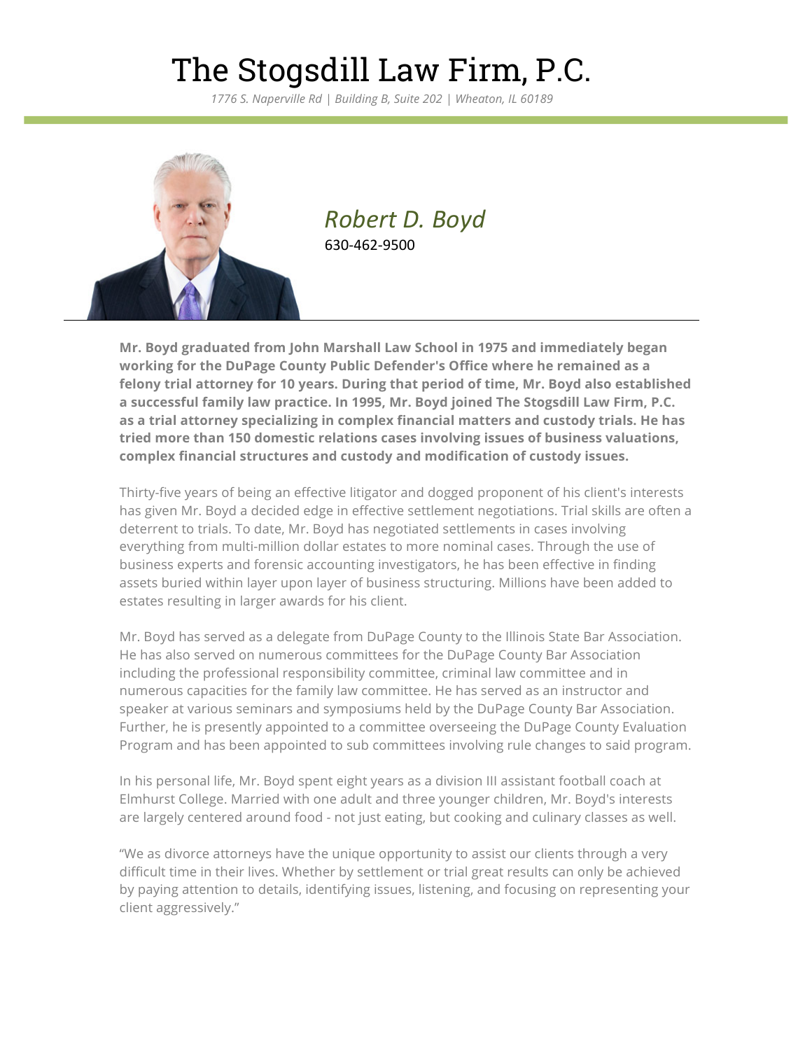# The Stogsdill Law Firm, P.C.

*1776 S. Naperville Rd | Building B, Suite 202 | Wheaton, IL 60189*

## *Robert D. Boyd*

630-462-9500

**Mr. Boyd graduated from John Marshall Law School in 1975 and immediately began working for the DuPage County Public Defender's Office where he remained as a felony trial attorney for 10 years. During that period of time, Mr. Boyd also established a successful family law practice. In 1995, Mr. Boyd joined The Stogsdill Law Firm, P.C. as a trial attorney specializing in complex financial matters and custody trials. He has tried more than 150 domestic relations cases involving issues of business valuations, complex financial structures and custody and modification of custody issues.**

Thirty-five years of being an effective litigator and dogged proponent of his client's interests has given Mr. Boyd a decided edge in effective settlement negotiations. Trial skills are often a deterrent to trials. To date, Mr. Boyd has negotiated settlements in cases involving everything from multi-million dollar estates to more nominal cases. Through the use of business experts and forensic accounting investigators, he has been effective in finding assets buried within layer upon layer of business structuring. Millions have been added to estates resulting in larger awards for his client.

Mr. Boyd has served as a delegate from DuPage County to the Illinois State Bar Association. He has also served on numerous committees for the DuPage County Bar Association including the professional responsibility committee, criminal law committee and in numerous capacities for the family law committee. He has served as an instructor and speaker at various seminars and symposiums held by the DuPage County Bar Association. Further, he is presently appointed to a committee overseeing the DuPage County Evaluation Program and has been appointed to sub committees involving rule changes to said program.

In his personal life, Mr. Boyd spent eight years as a division III assistant football coach at Elmhurst College. Married with one adult and three younger children, Mr. Boyd's interests are largely centered around food - not just eating, but cooking and culinary classes as well.

"We as divorce attorneys have the unique opportunity to assist our clients through a very difficult time in their lives. Whether by settlement or trial great results can only be achieved by paying attention to details, identifying issues, listening, and focusing on representing your client aggressively."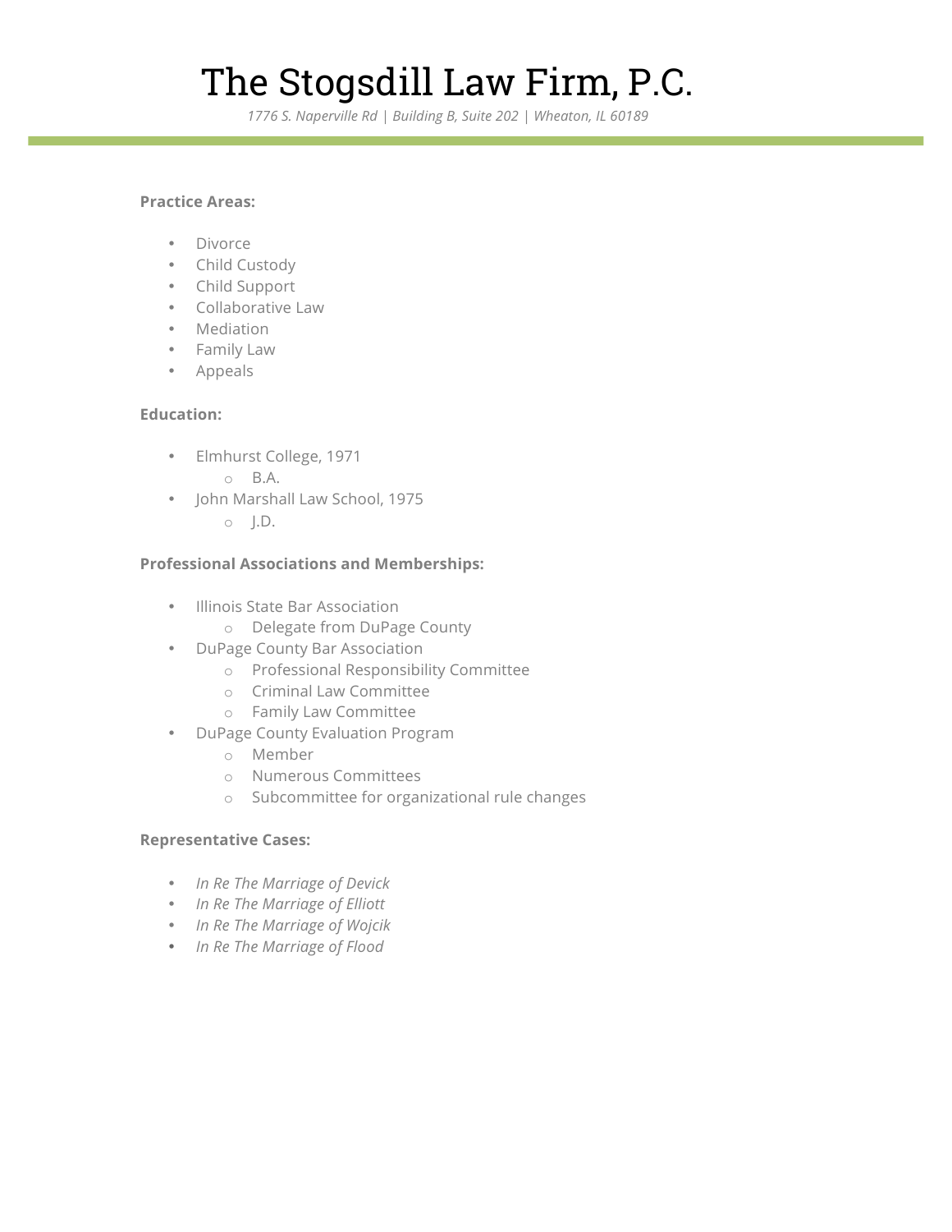# The Stogsdill Law Firm, P.C.

*1776 S. Naperville Rd | Building B, Suite 202 | Wheaton, IL 60189*

**Practice Areas:**

- Divorce
- Child Custody
- Child Support
- Collaborative Law
- Mediation
- Family Law
- Appeals

**Education:**

- Elmhurst College, 1971
  - B.A.
- John Marshall Law School, 1975
  - J.D.

**Professional Associations and Memberships:**

- Illinois State Bar Association
  - Delegate from DuPage County
- DuPage County Bar Association
  - Professional Responsibility Committee
  - Criminal Law Committee
  - Family Law Committee
- DuPage County Evaluation Program
  - Member
  - Numerous Committees
  - Subcommittee for organizational rule changes

**Representative Cases:**

- *In Re The Marriage of Devick*
- *In Re The Marriage of Elliott*
- *In Re The Marriage of Wojcik*
- *In Re The Marriage of Flood*